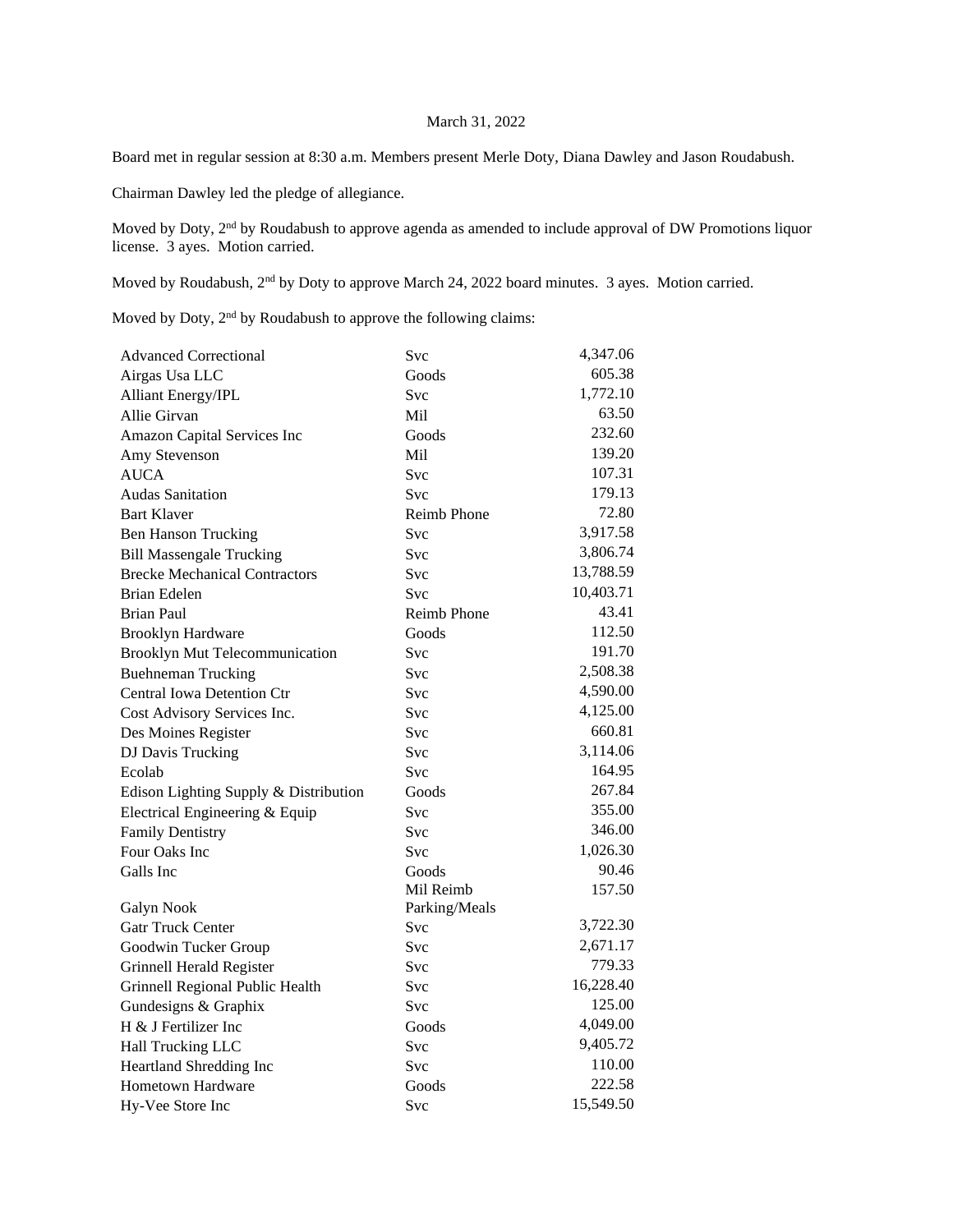March 31, 2022

Board met in regular session at 8:30 a.m. Members present Merle Doty, Diana Dawley and Jason Roudabush.

Chairman Dawley led the pledge of allegiance.

Moved by Doty, 2nd by Roudabush to approve agenda as amended to include approval of DW Promotions liquor license. 3 ayes. Motion carried.

Moved by Roudabush, 2nd by Doty to approve March 24, 2022 board minutes. 3 ayes. Motion carried.

Moved by Doty, 2nd by Roudabush to approve the following claims:

| | | |
|---|---|---|
| Advanced Correctional | Svc | 4,347.06 |
| Airgas Usa LLC | Goods | 605.38 |
| Alliant Energy/IPL | Svc | 1,772.10 |
| Allie Girvan | Mil | 63.50 |
| Amazon Capital Services Inc | Goods | 232.60 |
| Amy Stevenson | Mil | 139.20 |
| AUCA | Svc | 107.31 |
| Audas Sanitation | Svc | 179.13 |
| Bart Klaver | Reimb Phone | 72.80 |
| Ben Hanson Trucking | Svc | 3,917.58 |
| Bill Massengale Trucking | Svc | 3,806.74 |
| Brecke Mechanical Contractors | Svc | 13,788.59 |
| Brian Edelen | Svc | 10,403.71 |
| Brian Paul | Reimb Phone | 43.41 |
| Brooklyn Hardware | Goods | 112.50 |
| Brooklyn Mut Telecommunication | Svc | 191.70 |
| Buehneman Trucking | Svc | 2,508.38 |
| Central Iowa Detention Ctr | Svc | 4,590.00 |
| Cost Advisory Services Inc. | Svc | 4,125.00 |
| Des Moines Register | Svc | 660.81 |
| DJ Davis Trucking | Svc | 3,114.06 |
| Ecolab | Svc | 164.95 |
| Edison Lighting Supply & Distribution | Goods | 267.84 |
| Electrical Engineering & Equip | Svc | 355.00 |
| Family Dentistry | Svc | 346.00 |
| Four Oaks Inc | Svc | 1,026.30 |
| Galls Inc | Goods | 90.46 |
| Galyn Nook | Mil Reimb Parking/Meals | 157.50 |
| Gatr Truck Center | Svc | 3,722.30 |
| Goodwin Tucker Group | Svc | 2,671.17 |
| Grinnell Herald Register | Svc | 779.33 |
| Grinnell Regional Public Health | Svc | 16,228.40 |
| Gundesigns & Graphix | Svc | 125.00 |
| H & J Fertilizer Inc | Goods | 4,049.00 |
| Hall Trucking LLC | Svc | 9,405.72 |
| Heartland Shredding Inc | Svc | 110.00 |
| Hometown Hardware | Goods | 222.58 |
| Hy-Vee Store Inc | Svc | 15,549.50 |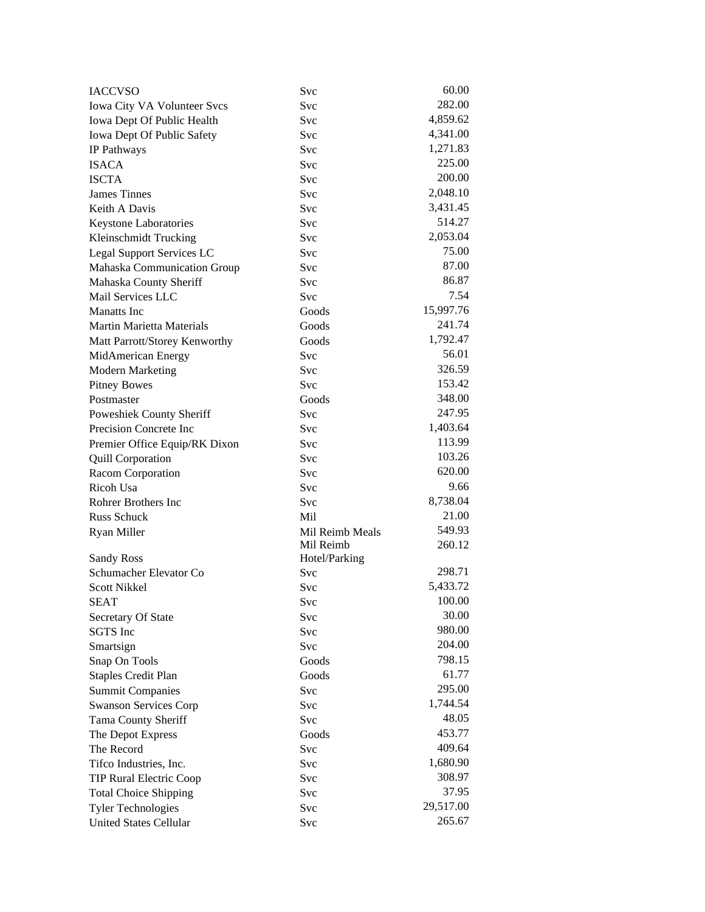| | | |
|---|---|---|
| IACCVSO | Svc | 60.00 |
| Iowa City VA Volunteer Svcs | Svc | 282.00 |
| Iowa Dept Of Public Health | Svc | 4,859.62 |
| Iowa Dept Of Public Safety | Svc | 4,341.00 |
| IP Pathways | Svc | 1,271.83 |
| ISACA | Svc | 225.00 |
| ISCTA | Svc | 200.00 |
| James Tinnes | Svc | 2,048.10 |
| Keith A Davis | Svc | 3,431.45 |
| Keystone Laboratories | Svc | 514.27 |
| Kleinschmidt Trucking | Svc | 2,053.04 |
| Legal Support Services LC | Svc | 75.00 |
| Mahaska Communication Group | Svc | 87.00 |
| Mahaska County Sheriff | Svc | 86.87 |
| Mail Services LLC | Svc | 7.54 |
| Manatts Inc | Goods | 15,997.76 |
| Martin Marietta Materials | Goods | 241.74 |
| Matt Parrott/Storey Kenworthy | Goods | 1,792.47 |
| MidAmerican Energy | Svc | 56.01 |
| Modern Marketing | Svc | 326.59 |
| Pitney Bowes | Svc | 153.42 |
| Postmaster | Goods | 348.00 |
| Poweshiek County Sheriff | Svc | 247.95 |
| Precision Concrete Inc | Svc | 1,403.64 |
| Premier Office Equip/RK Dixon | Svc | 113.99 |
| Quill Corporation | Svc | 103.26 |
| Racom Corporation | Svc | 620.00 |
| Ricoh Usa | Svc | 9.66 |
| Rohrer Brothers Inc | Svc | 8,738.04 |
| Russ Schuck | Mil | 21.00 |
| Ryan Miller | Mil Reimb Meals | 549.93 |
| Sandy Ross | Mil Reimb Hotel/Parking | 260.12 |
| Schumacher Elevator Co | Svc | 298.71 |
| Scott Nikkel | Svc | 5,433.72 |
| SEAT | Svc | 100.00 |
| Secretary Of State | Svc | 30.00 |
| SGTS Inc | Svc | 980.00 |
| Smartsign | Svc | 204.00 |
| Snap On Tools | Goods | 798.15 |
| Staples Credit Plan | Goods | 61.77 |
| Summit Companies | Svc | 295.00 |
| Swanson Services Corp | Svc | 1,744.54 |
| Tama County Sheriff | Svc | 48.05 |
| The Depot Express | Goods | 453.77 |
| The Record | Svc | 409.64 |
| Tifco Industries, Inc. | Svc | 1,680.90 |
| TIP Rural Electric Coop | Svc | 308.97 |
| Total Choice Shipping | Svc | 37.95 |
| Tyler Technologies | Svc | 29,517.00 |
| United States Cellular | Svc | 265.67 |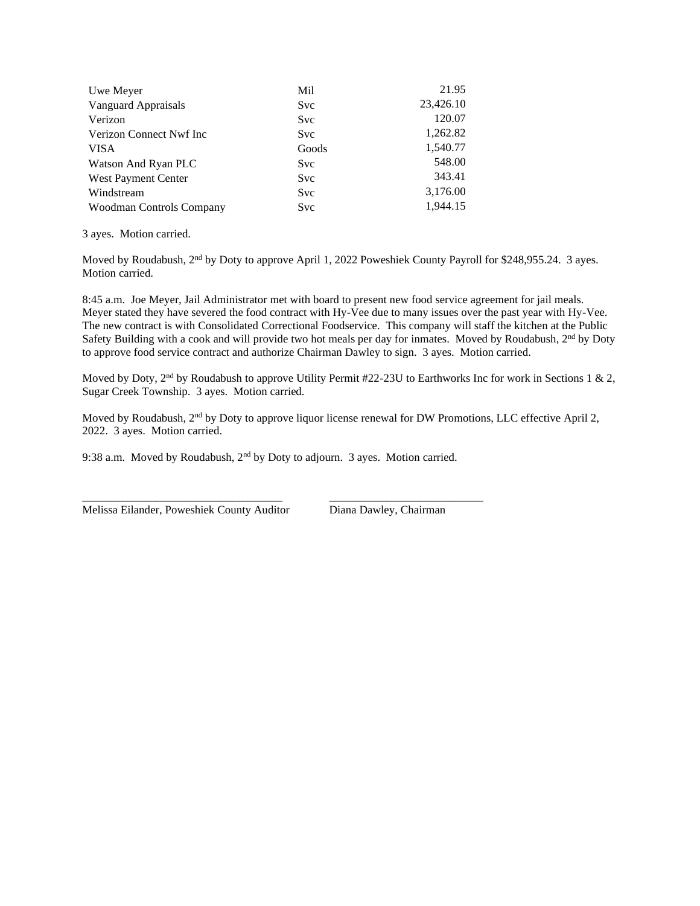| | | |
|---|---|---|
| Uwe Meyer | Mil | 21.95 |
| Vanguard Appraisals | Svc | 23,426.10 |
| Verizon | Svc | 120.07 |
| Verizon Connect Nwf Inc | Svc | 1,262.82 |
| VISA | Goods | 1,540.77 |
| Watson And Ryan PLC | Svc | 548.00 |
| West Payment Center | Svc | 343.41 |
| Windstream | Svc | 3,176.00 |
| Woodman Controls Company | Svc | 1,944.15 |

3 ayes. Motion carried.

Moved by Roudabush, 2nd by Doty to approve April 1, 2022 Poweshiek County Payroll for $248,955.24. 3 ayes. Motion carried.

8:45 a.m. Joe Meyer, Jail Administrator met with board to present new food service agreement for jail meals. Meyer stated they have severed the food contract with Hy-Vee due to many issues over the past year with Hy-Vee. The new contract is with Consolidated Correctional Foodservice. This company will staff the kitchen at the Public Safety Building with a cook and will provide two hot meals per day for inmates. Moved by Roudabush, 2nd by Doty to approve food service contract and authorize Chairman Dawley to sign. 3 ayes. Motion carried.

Moved by Doty, 2nd by Roudabush to approve Utility Permit #22-23U to Earthworks Inc for work in Sections 1 & 2, Sugar Creek Township. 3 ayes. Motion carried.

Moved by Roudabush, 2nd by Doty to approve liquor license renewal for DW Promotions, LLC effective April 2, 2022. 3 ayes. Motion carried.

9:38 a.m. Moved by Roudabush, 2nd by Doty to adjourn. 3 ayes. Motion carried.

\_\_\_\_\_\_\_\_\_\_\_\_\_\_\_\_\_\_\_\_\_\_\_\_\_\_\_\_\_\_\_\_\_\_\_ \_\_\_\_\_\_\_\_\_\_\_\_\_\_\_\_\_\_\_\_\_\_\_\_\_\_\_

Melissa Eilander, Poweshiek County Auditor Diana Dawley, Chairman